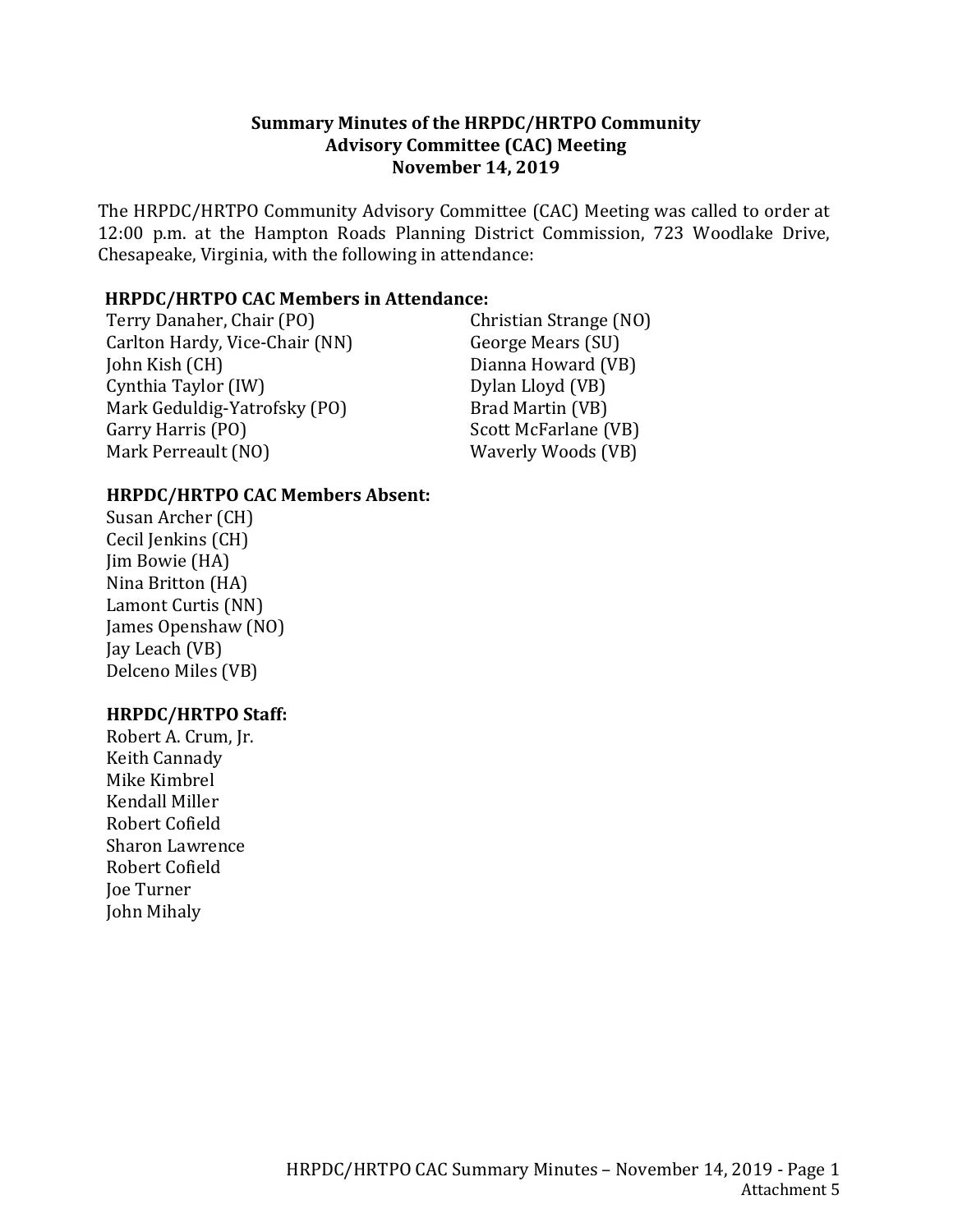**Summary Minutes of the HRPDC/HRTPO Community Advisory Committee (CAC) Meeting**
**November 14, 2019**

The HRPDC/HRTPO Community Advisory Committee (CAC) Meeting was called to order at 12:00 p.m. at the Hampton Roads Planning District Commission, 723 Woodlake Drive, Chesapeake, Virginia, with the following in attendance:

**HRPDC/HRTPO CAC Members in Attendance:**

Terry Danaher, Chair (PO)
Carlton Hardy, Vice-Chair (NN)
John Kish (CH)
Cynthia Taylor (IW)
Mark Geduldig-Yatrofsky (PO)
Garry Harris (PO)
Mark Perreault (NO)
Christian Strange (NO)
George Mears (SU)
Dianna Howard (VB)
Dylan Lloyd (VB)
Brad Martin (VB)
Scott McFarlane (VB)
Waverly Woods (VB)

**HRPDC/HRTPO CAC Members Absent:**

Susan Archer (CH)
Cecil Jenkins (CH)
Jim Bowie (HA)
Nina Britton (HA)
Lamont Curtis (NN)
James Openshaw (NO)
Jay Leach (VB)
Delceno Miles (VB)

**HRPDC/HRTPO Staff:**

Robert A. Crum, Jr.
Keith Cannady
Mike Kimbrel
Kendall Miller
Robert Cofield
Sharon Lawrence
Robert Cofield
Joe Turner
John Mihaly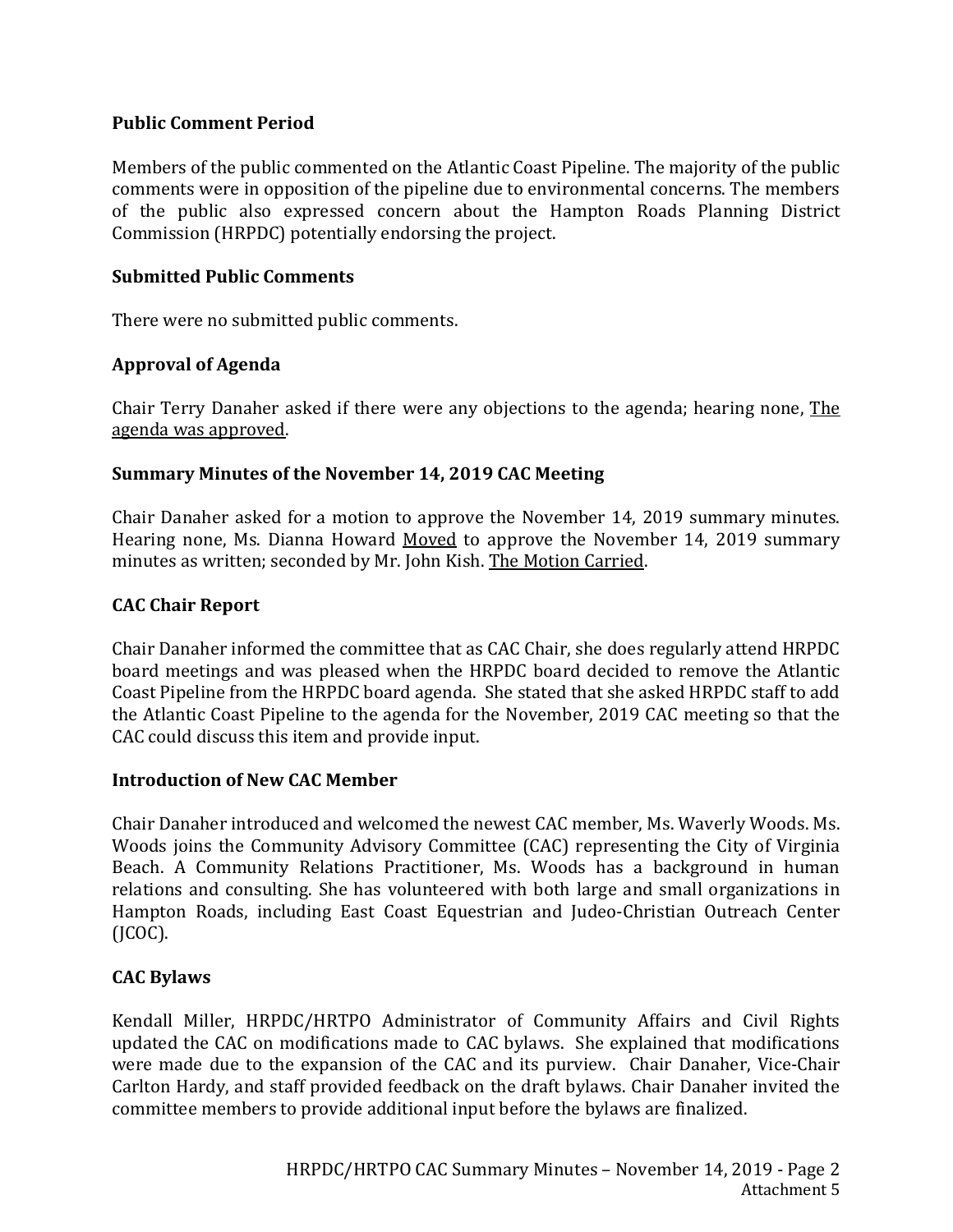## Public Comment Period

Members of the public commented on the Atlantic Coast Pipeline. The majority of the public comments were in opposition of the pipeline due to environmental concerns. The members of the public also expressed concern about the Hampton Roads Planning District Commission (HRPDC) potentially endorsing the project.

## Submitted Public Comments

There were no submitted public comments.

## Approval of Agenda

Chair Terry Danaher asked if there were any objections to the agenda; hearing none, <u>The agenda was approved</u>.

## Summary Minutes of the November 14, 2019 CAC Meeting

Chair Danaher asked for a motion to approve the November 14, 2019 summary minutes. Hearing none, Ms. Dianna Howard <u>Moved</u> to approve the November 14, 2019 summary minutes as written; seconded by Mr. John Kish. <u>The Motion Carried</u>.

## CAC Chair Report

Chair Danaher informed the committee that as CAC Chair, she does regularly attend HRPDC board meetings and was pleased when the HRPDC board decided to remove the Atlantic Coast Pipeline from the HRPDC board agenda. She stated that she asked HRPDC staff to add the Atlantic Coast Pipeline to the agenda for the November, 2019 CAC meeting so that the CAC could discuss this item and provide input.

## Introduction of New CAC Member

Chair Danaher introduced and welcomed the newest CAC member, Ms. Waverly Woods. Ms. Woods joins the Community Advisory Committee (CAC) representing the City of Virginia Beach. A Community Relations Practitioner, Ms. Woods has a background in human relations and consulting. She has volunteered with both large and small organizations in Hampton Roads, including East Coast Equestrian and Judeo-Christian Outreach Center (JCOC).

## CAC Bylaws

Kendall Miller, HRPDC/HRTPO Administrator of Community Affairs and Civil Rights updated the CAC on modifications made to CAC bylaws. She explained that modifications were made due to the expansion of the CAC and its purview. Chair Danaher, Vice-Chair Carlton Hardy, and staff provided feedback on the draft bylaws. Chair Danaher invited the committee members to provide additional input before the bylaws are finalized.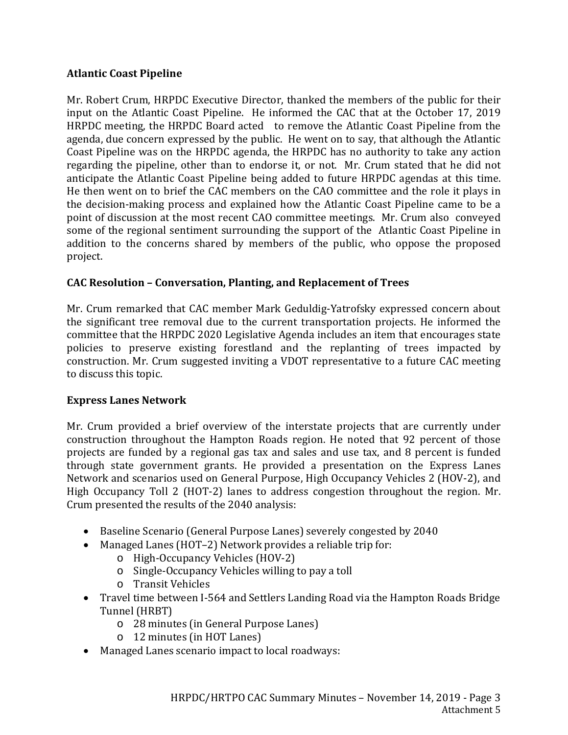**Atlantic Coast Pipeline**

Mr. Robert Crum, HRPDC Executive Director, thanked the members of the public for their input on the Atlantic Coast Pipeline. He informed the CAC that at the October 17, 2019 HRPDC meeting, the HRPDC Board acted to remove the Atlantic Coast Pipeline from the agenda, due concern expressed by the public. He went on to say, that although the Atlantic Coast Pipeline was on the HRPDC agenda, the HRPDC has no authority to take any action regarding the pipeline, other than to endorse it, or not. Mr. Crum stated that he did not anticipate the Atlantic Coast Pipeline being added to future HRPDC agendas at this time. He then went on to brief the CAC members on the CAO committee and the role it plays in the decision-making process and explained how the Atlantic Coast Pipeline came to be a point of discussion at the most recent CAO committee meetings. Mr. Crum also conveyed some of the regional sentiment surrounding the support of the Atlantic Coast Pipeline in addition to the concerns shared by members of the public, who oppose the proposed project.

**CAC Resolution – Conversation, Planting, and Replacement of Trees**

Mr. Crum remarked that CAC member Mark Geduldig-Yatrofsky expressed concern about the significant tree removal due to the current transportation projects. He informed the committee that the HRPDC 2020 Legislative Agenda includes an item that encourages state policies to preserve existing forestland and the replanting of trees impacted by construction. Mr. Crum suggested inviting a VDOT representative to a future CAC meeting to discuss this topic.

**Express Lanes Network**

Mr. Crum provided a brief overview of the interstate projects that are currently under construction throughout the Hampton Roads region. He noted that 92 percent of those projects are funded by a regional gas tax and sales and use tax, and 8 percent is funded through state government grants. He provided a presentation on the Express Lanes Network and scenarios used on General Purpose, High Occupancy Vehicles 2 (HOV-2), and High Occupancy Toll 2 (HOT-2) lanes to address congestion throughout the region. Mr. Crum presented the results of the 2040 analysis:

- Baseline Scenario (General Purpose Lanes) severely congested by 2040
- Managed Lanes (HOT–2) Network provides a reliable trip for:
  - High-Occupancy Vehicles (HOV-2)
  - Single-Occupancy Vehicles willing to pay a toll
  - Transit Vehicles
- Travel time between I-564 and Settlers Landing Road via the Hampton Roads Bridge Tunnel (HRBT)
  - 28 minutes (in General Purpose Lanes)
  - 12 minutes (in HOT Lanes)
- Managed Lanes scenario impact to local roadways: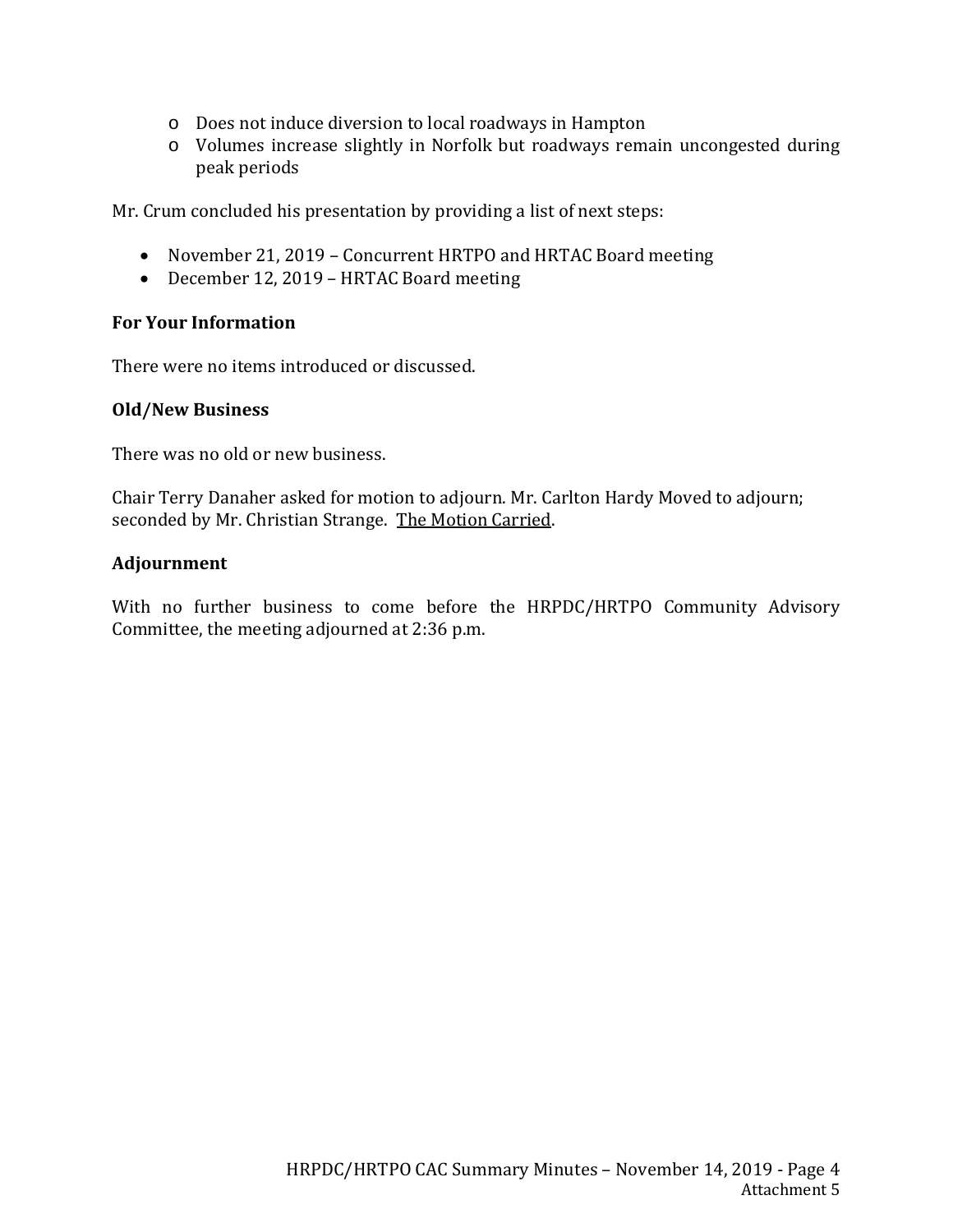- Does not induce diversion to local roadways in Hampton
- Volumes increase slightly in Norfolk but roadways remain uncongested during peak periods

Mr. Crum concluded his presentation by providing a list of next steps:

- November 21, 2019 – Concurrent HRTPO and HRTAC Board meeting
- December 12, 2019 – HRTAC Board meeting

**For Your Information**

There were no items introduced or discussed.

**Old/New Business**

There was no old or new business.

Chair Terry Danaher asked for motion to adjourn. Mr. Carlton Hardy Moved to adjourn; seconded by Mr. Christian Strange. The Motion Carried.

**Adjournment**

With no further business to come before the HRPDC/HRTPO Community Advisory Committee, the meeting adjourned at 2:36 p.m.